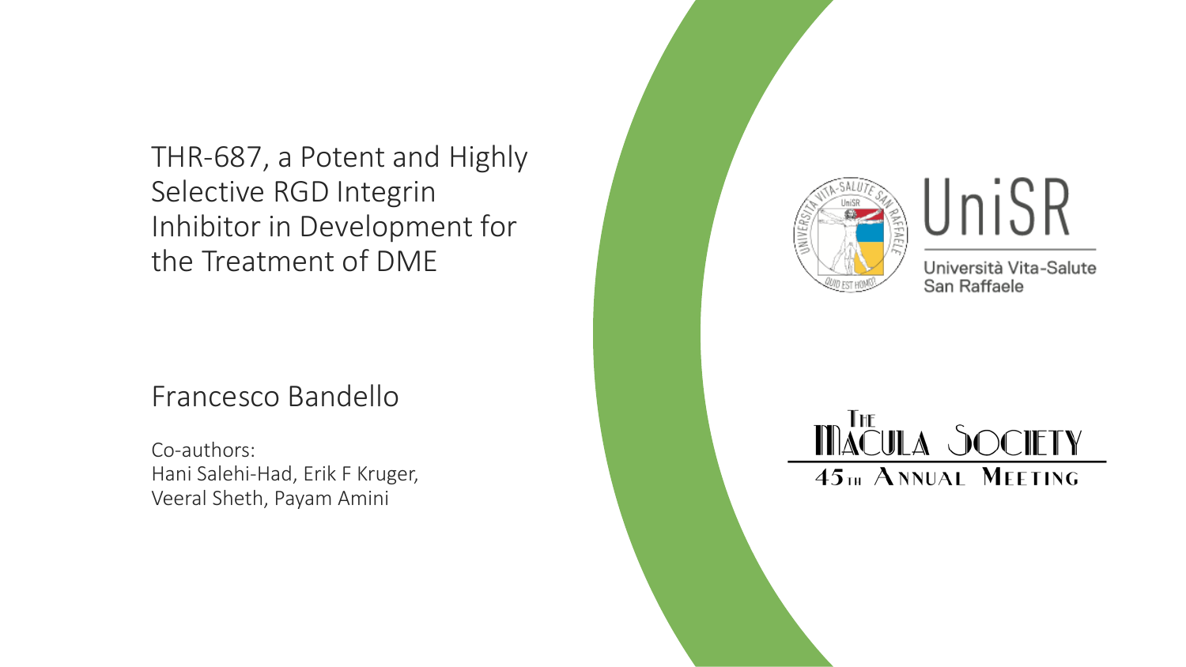# THR-687, a Potent and Highly Selective RGD Integrin Inhibitor in Development for the Treatment of DME

Francesco Bandello

Co-authors:
Hani Salehi-Had, Erik F Kruger,
Veeral Sheth, Payam Amini

UniSR

Università Vita-Salute San Raffaele

The Macula Society

45th Annual Meeting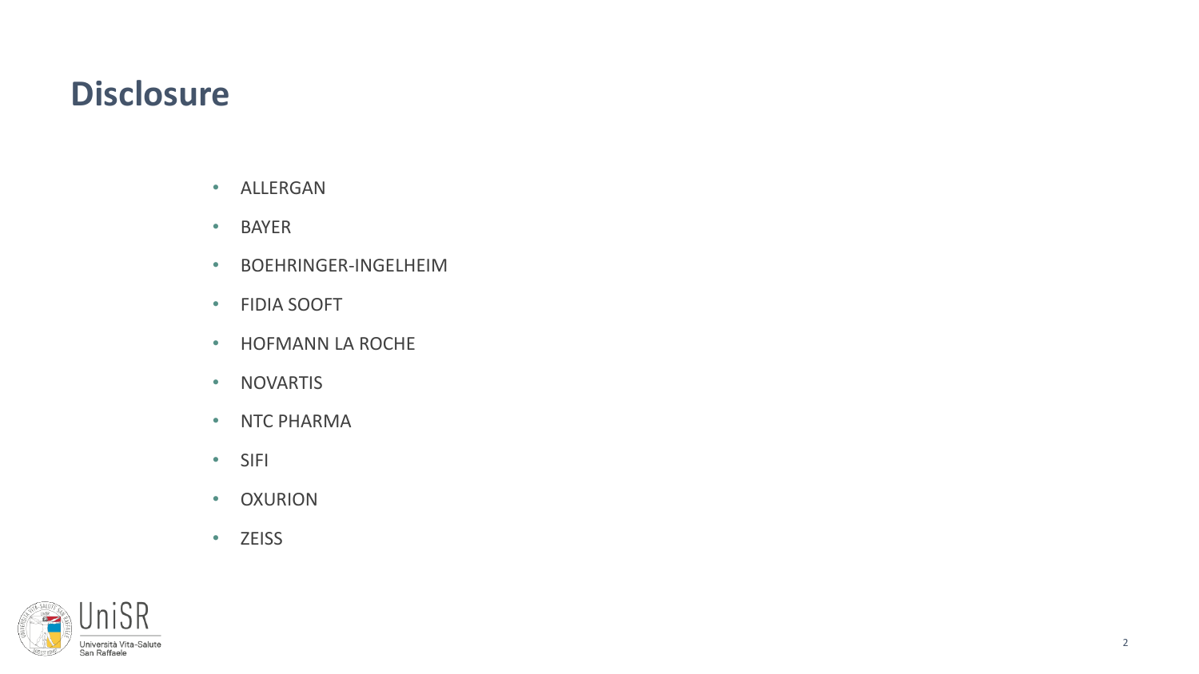# Disclosure

- ALLERGAN
- BAYER
- BOEHRINGER-INGELHEIM
- FIDIA SOOFT
- HOFMANN LA ROCHE
- NOVARTIS
- NTC PHARMA
- SIFI
- OXURION
- ZEISS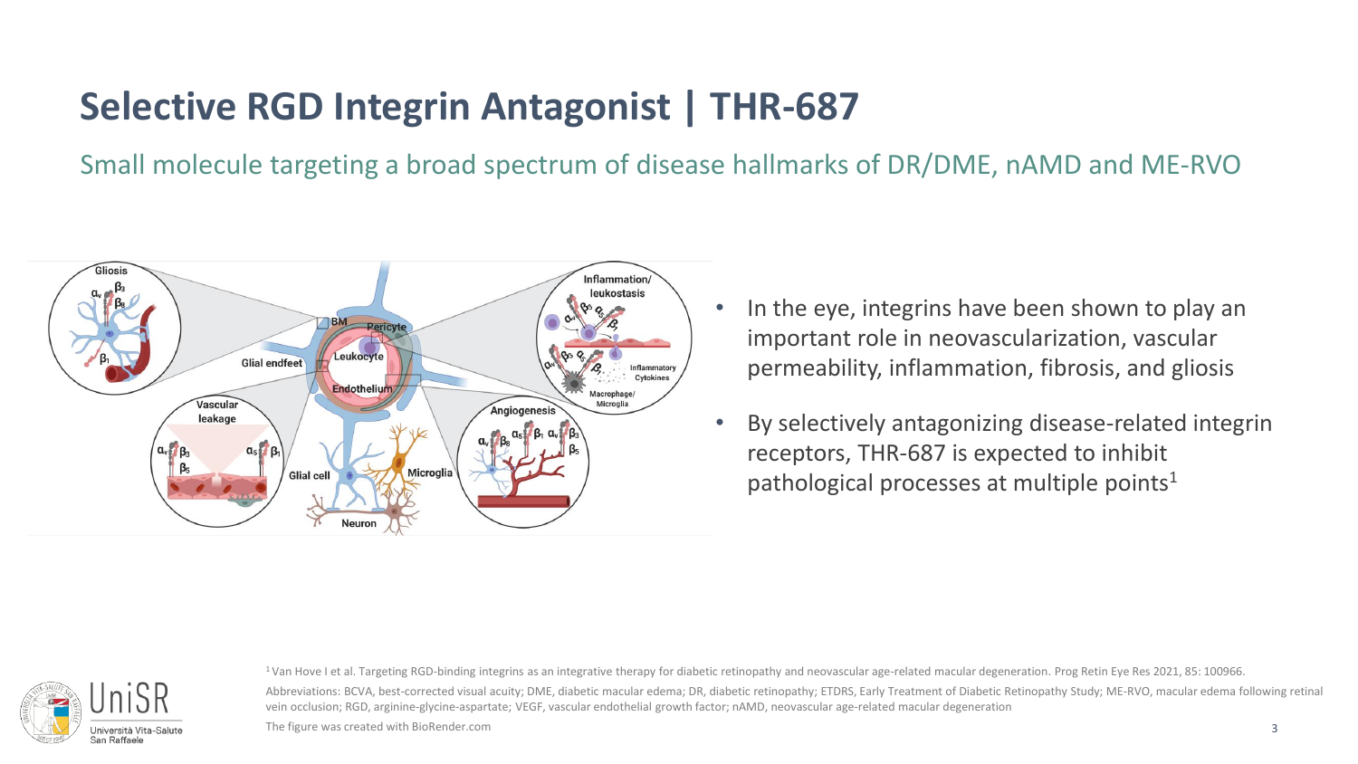# Selective RGD Integrin Antagonist | THR-687

Small molecule targeting a broad spectrum of disease hallmarks of DR/DME, nAMD and ME-RVO

- In the eye, integrins have been shown to play an important role in neovascularization, vascular permeability, inflammation, fibrosis, and gliosis
- By selectively antagonizing disease-related integrin receptors, THR-687 is expected to inhibit pathological processes at multiple points[1]

[1] Van Hove I et al. Targeting RGD-binding integrins as an integrative therapy for diabetic retinopathy and neovascular age-related macular degeneration. Prog Retin Eye Res 2021, 85: 100966.

Abbreviations: BCVA, best-corrected visual acuity; DME, diabetic macular edema; DR, diabetic retinopathy; ETDRS, Early Treatment of Diabetic Retinopathy Study; ME-RVO, macular edema following retinal vein occlusion; RGD, arginine-glycine-aspartate; VEGF, vascular endothelial growth factor; nAMD, neovascular age-related macular degeneration

The figure was created with BioRender.com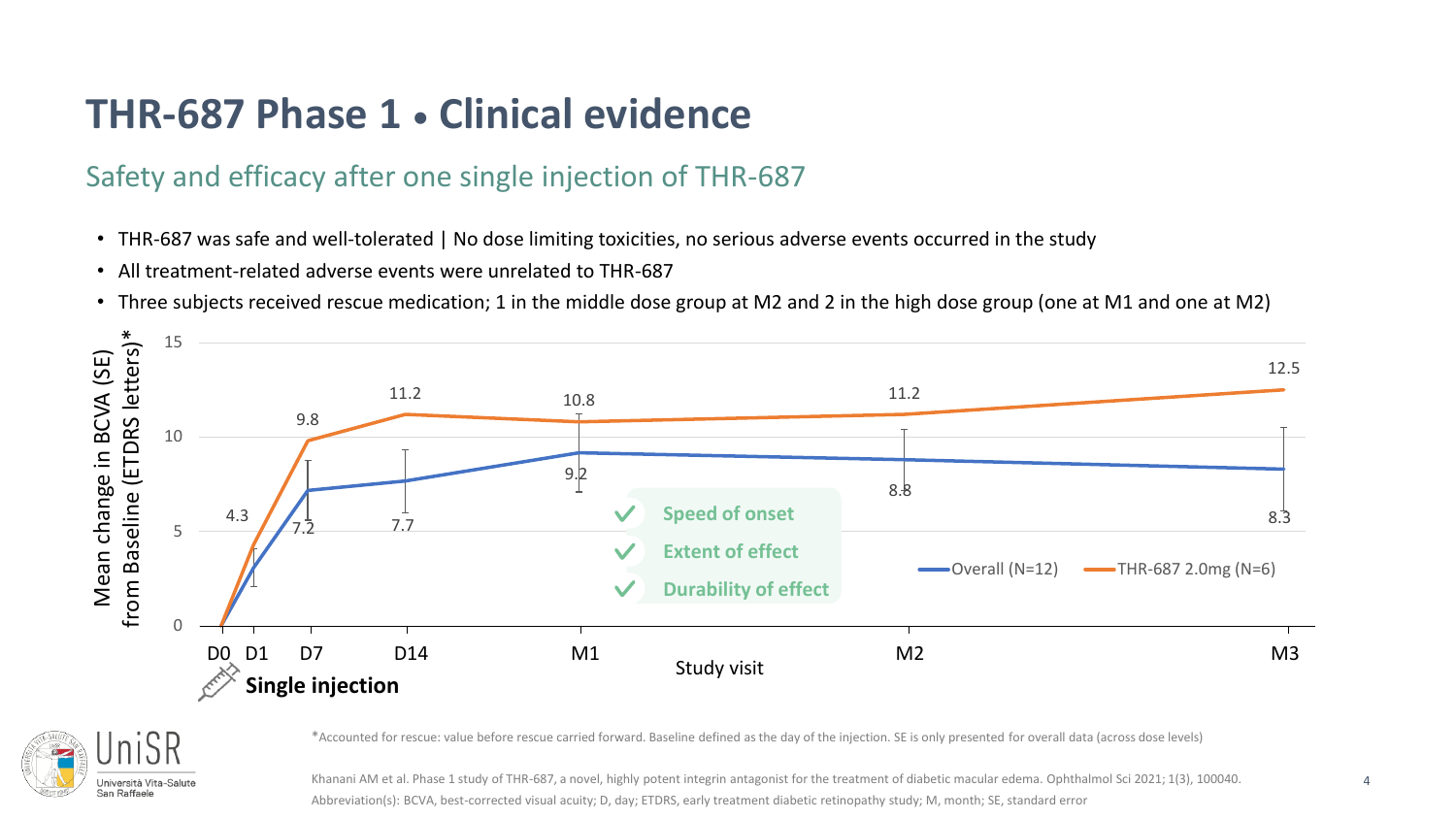# THR-687 Phase 1 • Clinical evidence

## Safety and efficacy after one single injection of THR-687

- THR-687 was safe and well-tolerated | No dose limiting toxicities, no serious adverse events occurred in the study
- All treatment-related adverse events were unrelated to THR-687
- Three subjects received rescue medication; 1 in the middle dose group at M2 and 2 in the high dose group (one at M1 and one at M2)

Mean change in BCVA (SE) from Baseline (ETDRS letters)*

| Study visit | D0 | D1 | D7 | D14 | M1 | M2 | M3 |
|---|---|---|---|---|---|---|---|
| Overall (N=12) | 0 | | 7.2 | 7.7 | 9.2 | 8.8 | 8.3 |
| THR-687 2.0mg (N=6) | 0 | 4.3 | 9.8 | 11.2 | 10.8 | 11.2 | 12.5 |

Single injection

- ✓ Speed of onset
- ✓ Extent of effect
- ✓ Durability of effect

*Accounted for rescue: value before rescue carried forward. Baseline defined as the day of the injection. SE is only presented for overall data (across dose levels)

Khanani AM et al. Phase 1 study of THR-687, a novel, highly potent integrin antagonist for the treatment of diabetic macular edema. Ophthalmol Sci 2021; 1(3), 100040.

Abbreviation(s): BCVA, best-corrected visual acuity; D, day; ETDRS, early treatment diabetic retinopathy study; M, month; SE, standard error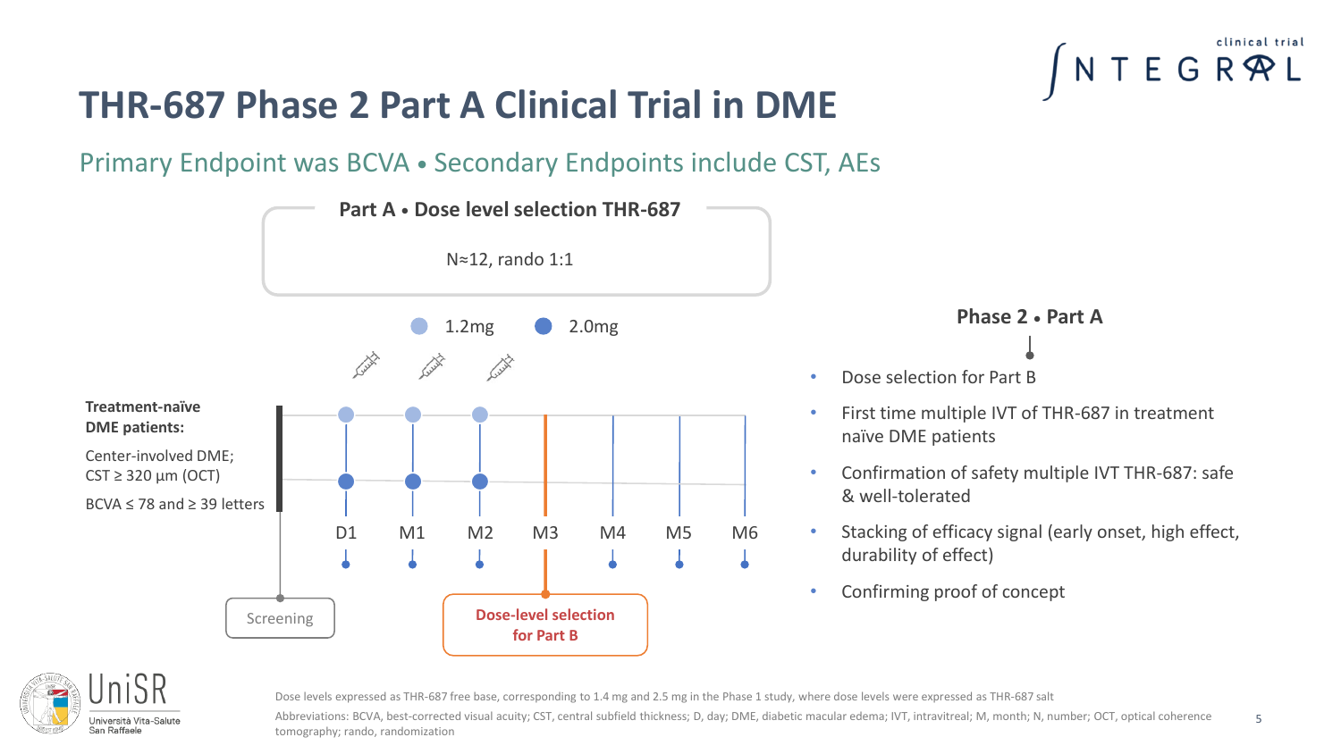# THR-687 Phase 2 Part A Clinical Trial in DME

## Primary Endpoint was BCVA • Secondary Endpoints include CST, AEs

**Part A • Dose level selection THR-687**

N≈12, rando 1:1

1.2mg 2.0mg

**Treatment-naïve DME patients:**

Center-involved DME; CST ≥ 320 µm (OCT)

BCVA ≤ 78 and ≥ 39 letters

D1 M1 M2 M3 M4 M5 M6

Screening

**Dose-level selection for Part B**

**Phase 2 • Part A**

- Dose selection for Part B
- First time multiple IVT of THR-687 in treatment naïve DME patients
- Confirmation of safety multiple IVT THR-687: safe & well-tolerated
- Stacking of efficacy signal (early onset, high effect, durability of effect)
- Confirming proof of concept

Dose levels expressed as THR-687 free base, corresponding to 1.4 mg and 2.5 mg in the Phase 1 study, where dose levels were expressed as THR-687 salt

Abbreviations: BCVA, best-corrected visual acuity; CST, central subfield thickness; D, day; DME, diabetic macular edema; IVT, intravitreal; M, month; N, number; OCT, optical coherence tomography; rando, randomization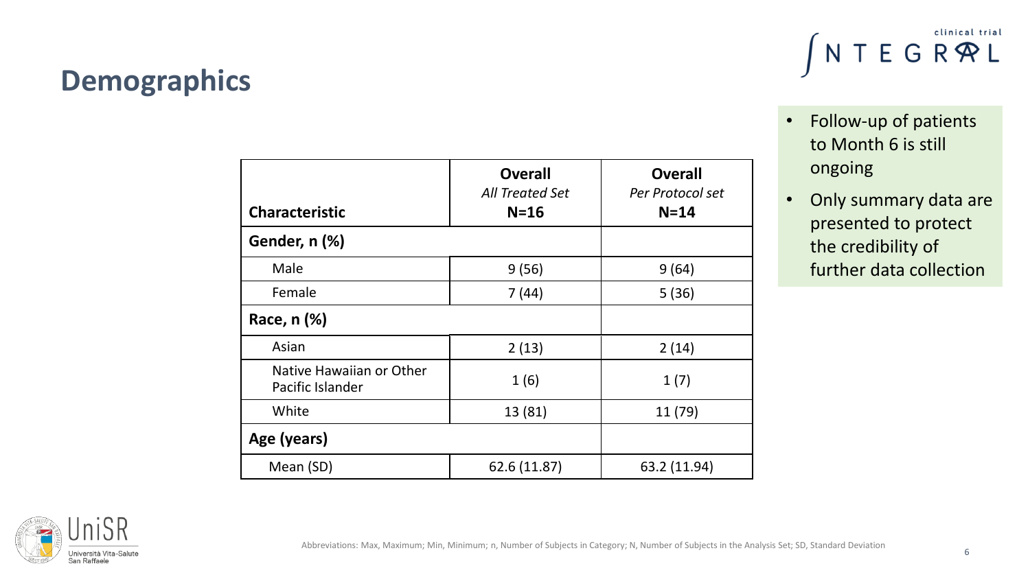## Demographics

| Characteristic | Overall *All Treated Set* N=16 | Overall *Per Protocol set* N=14 |
|---|---|---|
| **Gender, n (%)** | | |
| Male | 9 (56) | 9 (64) |
| Female | 7 (44) | 5 (36) |
| **Race, n (%)** | | |
| Asian | 2 (13) | 2 (14) |
| Native Hawaiian or Other Pacific Islander | 1 (6) | 1 (7) |
| White | 13 (81) | 11 (79) |
| **Age (years)** | | |
| Mean (SD) | 62.6 (11.87) | 63.2 (11.94) |

- Follow-up of patients to Month 6 is still ongoing
- Only summary data are presented to protect the credibility of further data collection

Abbreviations: Max, Maximum; Min, Minimum; n, Number of Subjects in Category; N, Number of Subjects in the Analysis Set; SD, Standard Deviation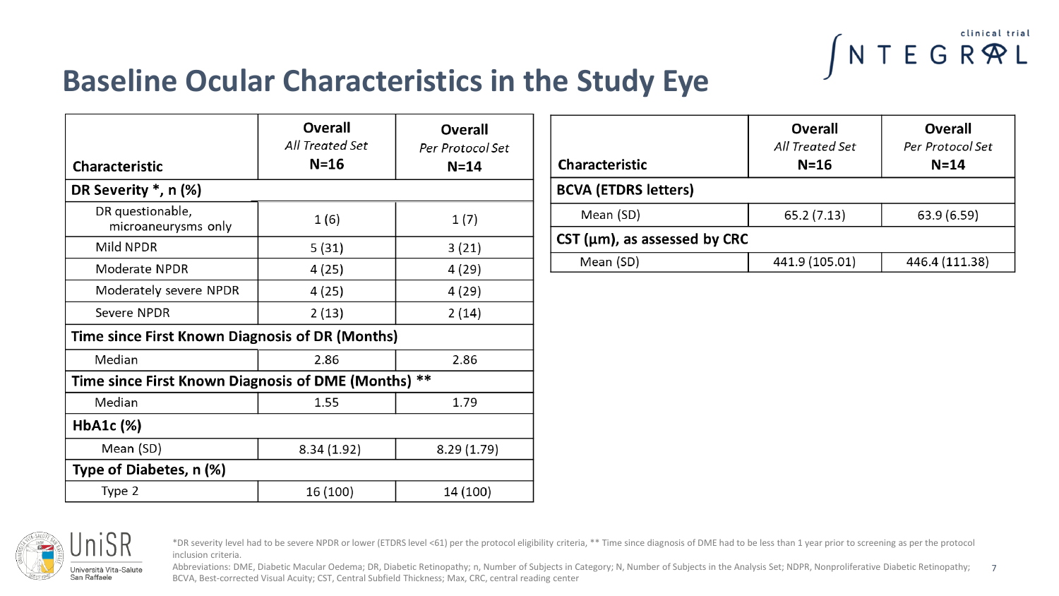# Baseline Ocular Characteristics in the Study Eye

| Characteristic | Overall *All Treated Set* N=16 | Overall *Per Protocol Set* N=14 |
|---|---|---|
| **DR Severity *, n (%)** | | |
| DR questionable, microaneurysms only | 1 (6) | 1 (7) |
| Mild NPDR | 5 (31) | 3 (21) |
| Moderate NPDR | 4 (25) | 4 (29) |
| Moderately severe NPDR | 4 (25) | 4 (29) |
| Severe NPDR | 2 (13) | 2 (14) |
| **Time since First Known Diagnosis of DR (Months)** | | |
| Median | 2.86 | 2.86 |
| **Time since First Known Diagnosis of DME (Months) **** | | |
| Median | 1.55 | 1.79 |
| **HbA1c (%)** | | |
| Mean (SD) | 8.34 (1.92) | 8.29 (1.79) |
| **Type of Diabetes, n (%)** | | |
| Type 2 | 16 (100) | 14 (100) |

| Characteristic | Overall *All Treated Set* N=16 | Overall *Per Protocol Set* N=14 |
|---|---|---|
| **BCVA (ETDRS letters)** | | |
| Mean (SD) | 65.2 (7.13) | 63.9 (6.59) |
| **CST (µm), as assessed by CRC** | | |
| Mean (SD) | 441.9 (105.01) | 446.4 (111.38) |

*DR severity level had to be severe NPDR or lower (ETDRS level <61) per the protocol eligibility criteria, ** Time since diagnosis of DME had to be less than 1 year prior to screening as per the protocol inclusion criteria.

Abbreviations: DME, Diabetic Macular Oedema; DR, Diabetic Retinopathy; n, Number of Subjects in Category; N, Number of Subjects in the Analysis Set; NDPR, Nonproliferative Diabetic Retinopathy; BCVA, Best-corrected Visual Acuity; CST, Central Subfield Thickness; Max, CRC, central reading center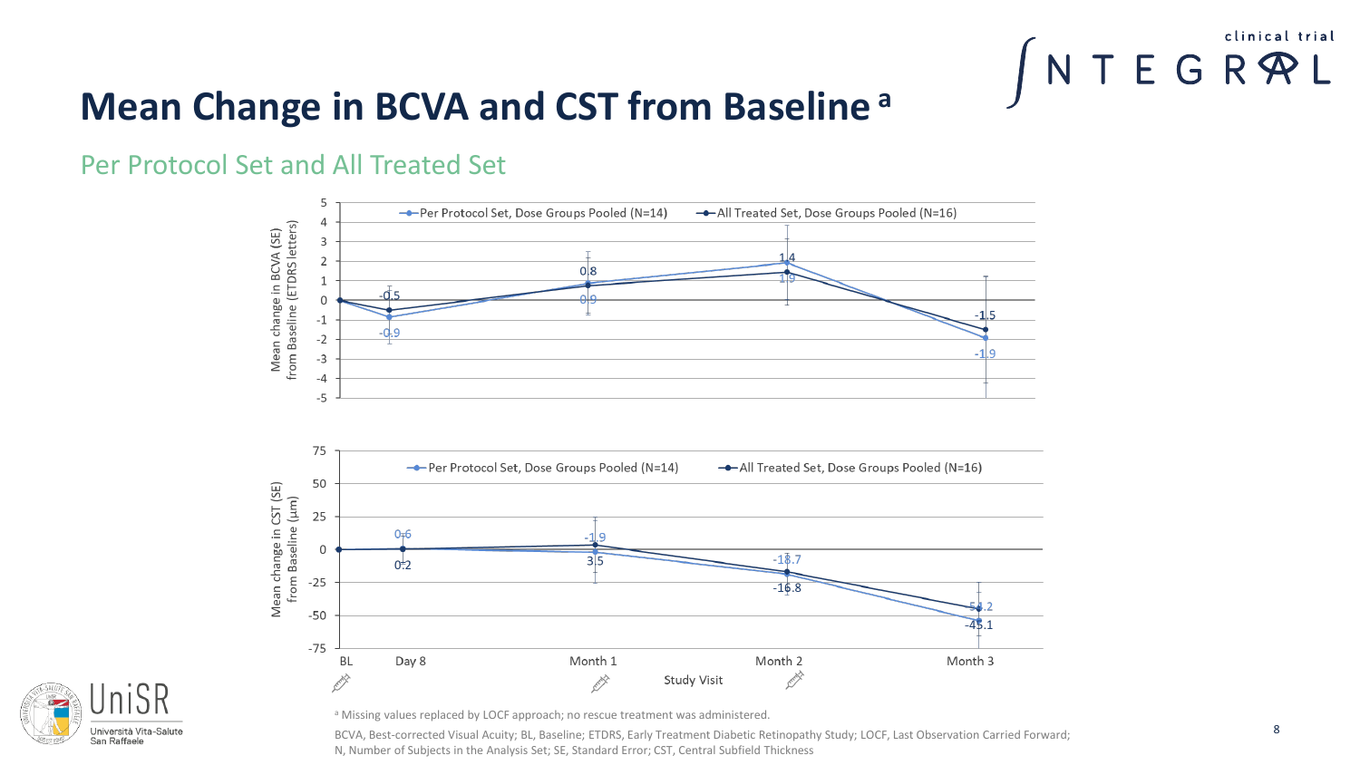# Mean Change in BCVA and CST from Baseline [a]

## Per Protocol Set and All Treated Set

Mean change in BCVA (SE) from Baseline (ETDRS letters)

- Per Protocol Set, Dose Groups Pooled (N=14)
- All Treated Set, Dose Groups Pooled (N=16)

| Study Visit | Per Protocol Set (N=14) | All Treated Set (N=16) |
| --- | --- | --- |
| BL | 0 | 0 |
| Day 8 | -0.9 | -0.5 |
| Month 1 | 0.9 | 0.8 |
| Month 2 | 1.9 | 1.4 |
| Month 3 | -1.9 | -1.5 |

Mean change in CST (SE) from Baseline (µm)

- Per Protocol Set, Dose Groups Pooled (N=14)
- All Treated Set, Dose Groups Pooled (N=16)

| Study Visit | Per Protocol Set (N=14) | All Treated Set (N=16) |
| --- | --- | --- |
| BL | 0 | 0 |
| Day 8 | 0.6 | 0.2 |
| Month 1 | -1.9 | 3.5 |
| Month 2 | -18.7 | -16.8 |
| Month 3 | -54.2 | -45.1 |

[a] Missing values replaced by LOCF approach; no rescue treatment was administered.

BCVA, Best-corrected Visual Acuity; BL, Baseline; ETDRS, Early Treatment Diabetic Retinopathy Study; LOCF, Last Observation Carried Forward; N, Number of Subjects in the Analysis Set; SE, Standard Error; CST, Central Subfield Thickness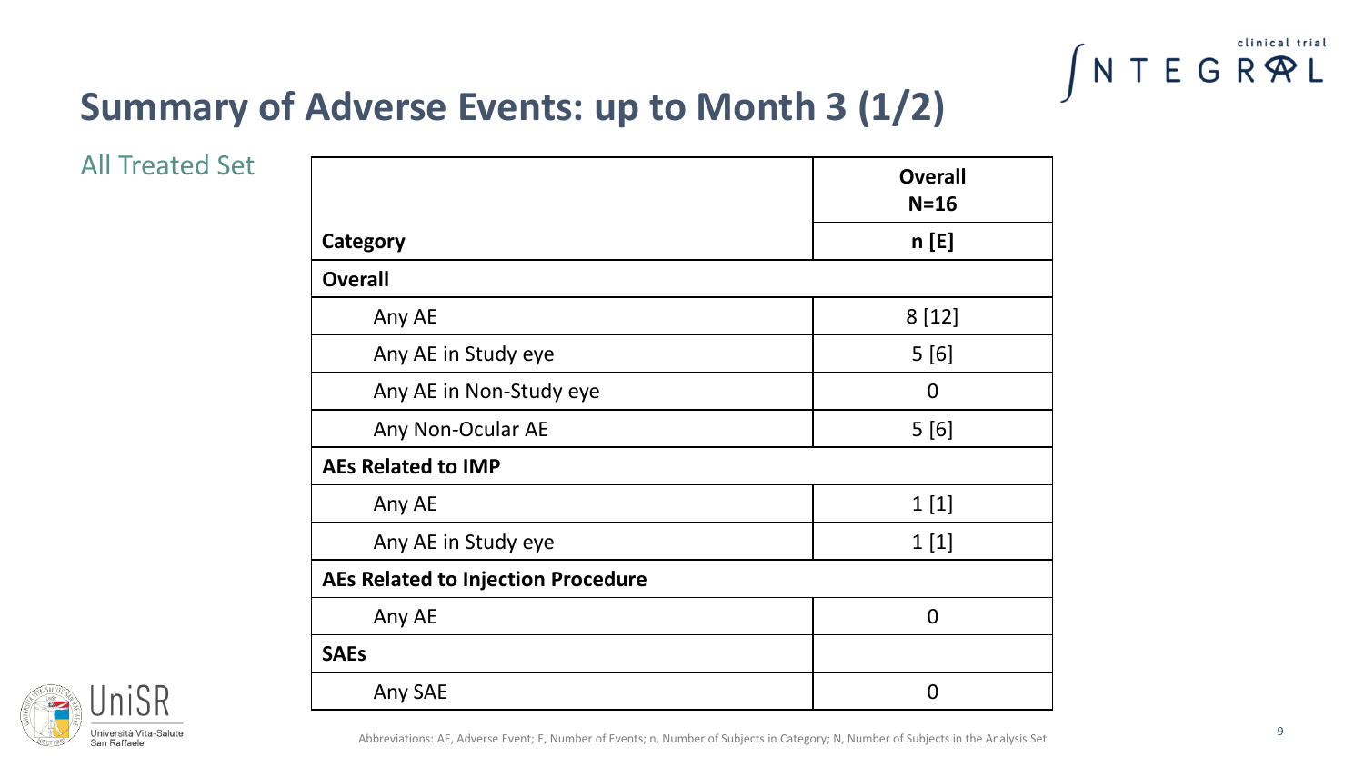# Summary of Adverse Events: up to Month 3 (1/2)

All Treated Set

| Category | Overall N=16 n [E] |
|---|---|
| **Overall** | |
| Any AE | 8 [12] |
| Any AE in Study eye | 5 [6] |
| Any AE in Non-Study eye | 0 |
| Any Non-Ocular AE | 5 [6] |
| **AEs Related to IMP** | |
| Any AE | 1 [1] |
| Any AE in Study eye | 1 [1] |
| **AEs Related to Injection Procedure** | |
| Any AE | 0 |
| **SAEs** | |
| Any SAE | 0 |

Abbreviations: AE, Adverse Event; E, Number of Events; n, Number of Subjects in Category; N, Number of Subjects in the Analysis Set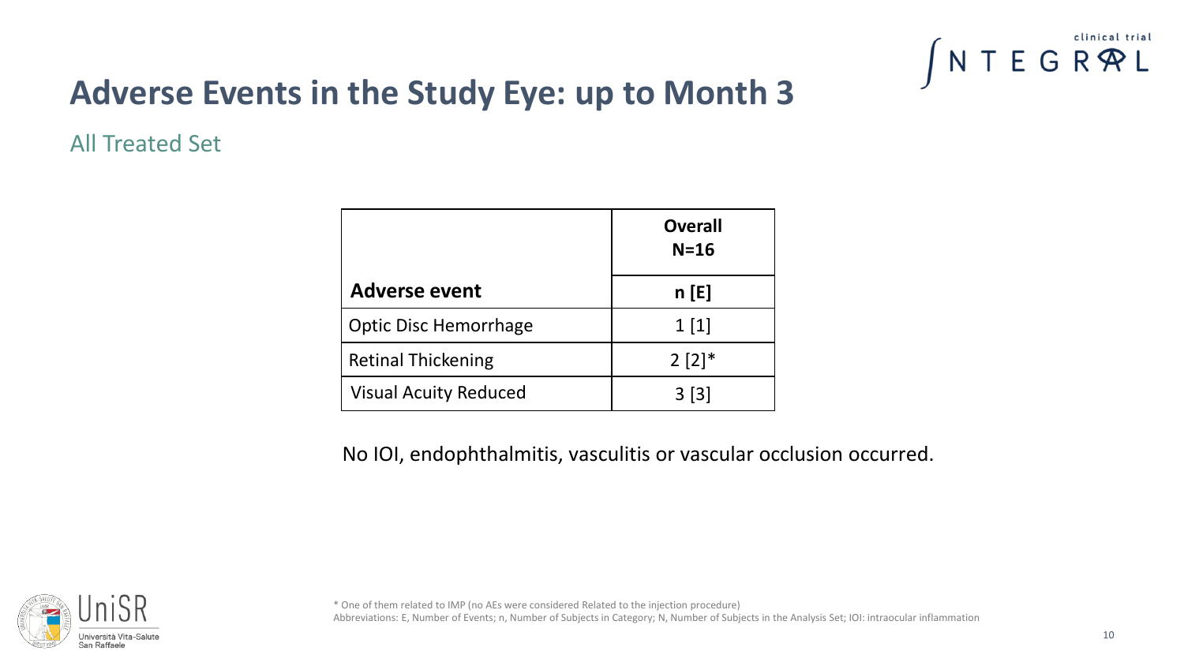# Adverse Events in the Study Eye: up to Month 3

All Treated Set

| | Overall N=16 |
|---|---|
| **Adverse event** | **n [E]** |
| Optic Disc Hemorrhage | 1 [1] |
| Retinal Thickening | 2 [2]* |
| Visual Acuity Reduced | 3 [3] |

No IOI, endophthalmitis, vasculitis or vascular occlusion occurred.

* One of them related to IMP (no AEs were considered Related to the injection procedure)

Abbreviations: E, Number of Events; n, Number of Subjects in Category; N, Number of Subjects in the Analysis Set; IOI: intraocular inflammation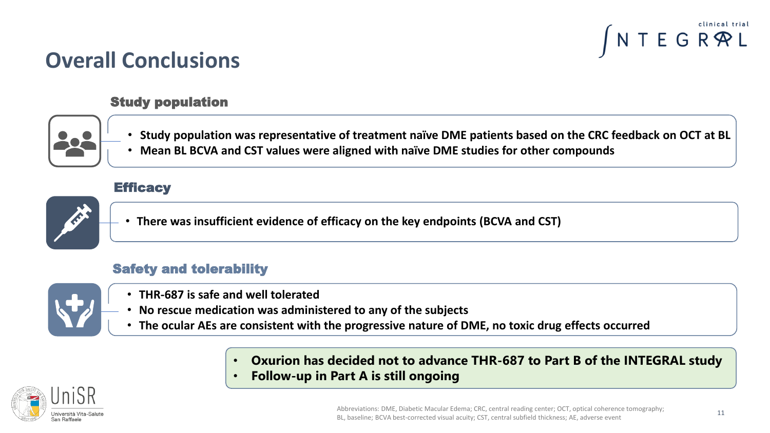# Overall Conclusions

### Study population

- **Study population was representative of treatment naïve DME patients based on the CRC feedback on OCT at BL**
- **Mean BL BCVA and CST values were aligned with naïve DME studies for other compounds**

### Efficacy

- **There was insufficient evidence of efficacy on the key endpoints (BCVA and CST)**

### Safety and tolerability

- **THR-687 is safe and well tolerated**
- **No rescue medication was administered to any of the subjects**
- **The ocular AEs are consistent with the progressive nature of DME, no toxic drug effects occurred**

- **Oxurion has decided not to advance THR-687 to Part B of the INTEGRAL study**
- **Follow-up in Part A is still ongoing**

Abbreviations: DME, Diabetic Macular Edema; CRC, central reading center; OCT, optical coherence tomography; BL, baseline; BCVA best-corrected visual acuity; CST, central subfield thickness; AE, adverse event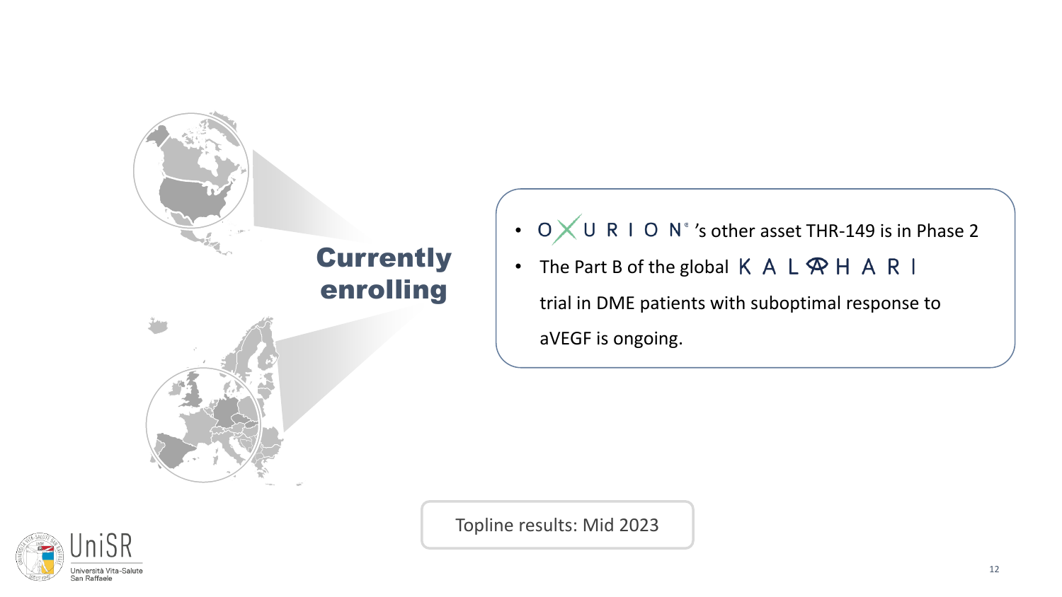**Currently enrolling**

- OXURION's other asset THR-149 is in Phase 2
- The Part B of the global KALAHARI trial in DME patients with suboptimal response to aVEGF is ongoing.

Topline results: Mid 2023